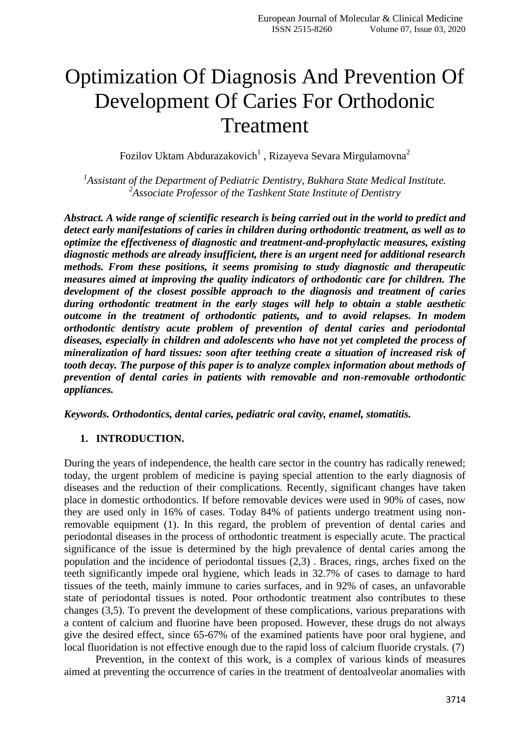# Optimization Of Diagnosis And Prevention Of Development Of Caries For Orthodonic Treatment

Fozilov Uktam Abdurazakovich[1] , Rizayeva Sevara Mirgulamovna[2]

*[1]Assistant of the Department of Pediatric Dentistry, Bukhara State Medical Institute.*
*[2]Associate Professor of the Tashkent State Institute of Dentistry*

***Abstract. A wide range of scientific research is being carried out in the world to predict and detect early manifestations of caries in children during orthodontic treatment, as well as to optimize the effectiveness of diagnostic and treatment-and-prophylactic measures, existing diagnostic methods are already insufficient, there is an urgent need for additional research methods. From these positions, it seems promising to study diagnostic and therapeutic measures aimed at improving the quality indicators of orthodontic care for children. The development of the closest possible approach to the diagnosis and treatment of caries during orthodontic treatment in the early stages will help to obtain a stable aesthetic outcome in the treatment of orthodontic patients, and to avoid relapses. In modem orthodontic dentistry acute problem of prevention of dental caries and periodontal diseases, especially in children and adolescents who have not yet completed the process of mineralization of hard tissues: soon after teething create a situation of increased risk of tooth decay. The purpose of this paper is to analyze complex information about methods of prevention of dental caries in patients with removable and non-removable orthodontic appliances.***

***Keywords. Orthodontics, dental caries, pediatric oral cavity, enamel, stomatitis.***

## 1. INTRODUCTION.

During the years of independence, the health care sector in the country has radically renewed; today, the urgent problem of medicine is paying special attention to the early diagnosis of diseases and the reduction of their complications. Recently, significant changes have taken place in domestic orthodontics. If before removable devices were used in 90% of cases, now they are used only in 16% of cases. Today 84% of patients undergo treatment using non-removable equipment (1). In this regard, the problem of prevention of dental caries and periodontal diseases in the process of orthodontic treatment is especially acute. The practical significance of the issue is determined by the high prevalence of dental caries among the population and the incidence of periodontal tissues (2,3) . Braces, rings, arches fixed on the teeth significantly impede oral hygiene, which leads in 32.7% of cases to damage to hard tissues of the teeth, mainly immune to caries surfaces, and in 92% of cases, an unfavorable state of periodontal tissues is noted. Poor orthodontic treatment also contributes to these changes (3,5). To prevent the development of these complications, various preparations with a content of calcium and fluorine have been proposed. However, these drugs do not always give the desired effect, since 65-67% of the examined patients have poor oral hygiene, and local fluoridation is not effective enough due to the rapid loss of calcium fluoride crystals. (7)

Prevention, in the context of this work, is a complex of various kinds of measures aimed at preventing the occurrence of caries in the treatment of dentoalveolar anomalies with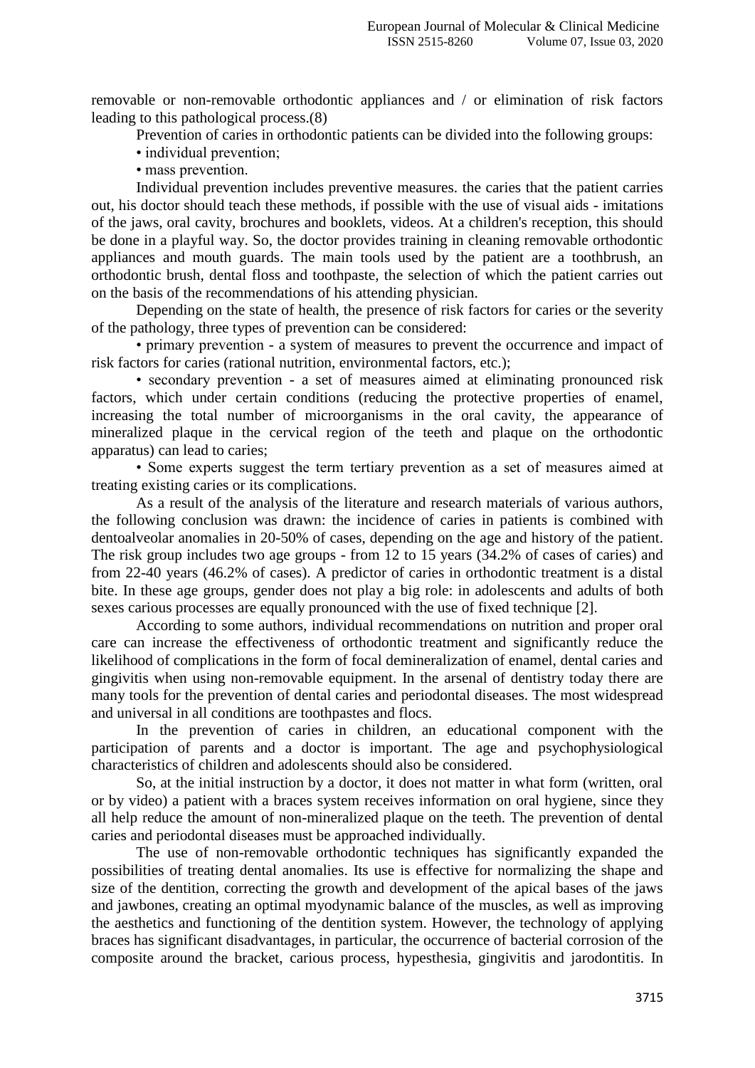removable or non-removable orthodontic appliances and / or elimination of risk factors leading to this pathological process.(8)

Prevention of caries in orthodontic patients can be divided into the following groups:

- individual prevention;
- mass prevention.

Individual prevention includes preventive measures. the caries that the patient carries out, his doctor should teach these methods, if possible with the use of visual aids - imitations of the jaws, oral cavity, brochures and booklets, videos. At a children's reception, this should be done in a playful way. So, the doctor provides training in cleaning removable orthodontic appliances and mouth guards. The main tools used by the patient are a toothbrush, an orthodontic brush, dental floss and toothpaste, the selection of which the patient carries out on the basis of the recommendations of his attending physician.

Depending on the state of health, the presence of risk factors for caries or the severity of the pathology, three types of prevention can be considered:

- primary prevention - a system of measures to prevent the occurrence and impact of risk factors for caries (rational nutrition, environmental factors, etc.);
- secondary prevention - a set of measures aimed at eliminating pronounced risk factors, which under certain conditions (reducing the protective properties of enamel, increasing the total number of microorganisms in the oral cavity, the appearance of mineralized plaque in the cervical region of the teeth and plaque on the orthodontic apparatus) can lead to caries;
- Some experts suggest the term tertiary prevention as a set of measures aimed at treating existing caries or its complications.

As a result of the analysis of the literature and research materials of various authors, the following conclusion was drawn: the incidence of caries in patients is combined with dentoalveolar anomalies in 20-50% of cases, depending on the age and history of the patient. The risk group includes two age groups - from 12 to 15 years (34.2% of cases of caries) and from 22-40 years (46.2% of cases). A predictor of caries in orthodontic treatment is a distal bite. In these age groups, gender does not play a big role: in adolescents and adults of both sexes carious processes are equally pronounced with the use of fixed technique [2].

According to some authors, individual recommendations on nutrition and proper oral care can increase the effectiveness of orthodontic treatment and significantly reduce the likelihood of complications in the form of focal demineralization of enamel, dental caries and gingivitis when using non-removable equipment. In the arsenal of dentistry today there are many tools for the prevention of dental caries and periodontal diseases. The most widespread and universal in all conditions are toothpastes and flocs.

In the prevention of caries in children, an educational component with the participation of parents and a doctor is important. The age and psychophysiological characteristics of children and adolescents should also be considered.

So, at the initial instruction by a doctor, it does not matter in what form (written, oral or by video) a patient with a braces system receives information on oral hygiene, since they all help reduce the amount of non-mineralized plaque on the teeth. The prevention of dental caries and periodontal diseases must be approached individually.

The use of non-removable orthodontic techniques has significantly expanded the possibilities of treating dental anomalies. Its use is effective for normalizing the shape and size of the dentition, correcting the growth and development of the apical bases of the jaws and jawbones, creating an optimal myodynamic balance of the muscles, as well as improving the aesthetics and functioning of the dentition system. However, the technology of applying braces has significant disadvantages, in particular, the occurrence of bacterial corrosion of the composite around the bracket, carious process, hypesthesia, gingivitis and jarodontitis. In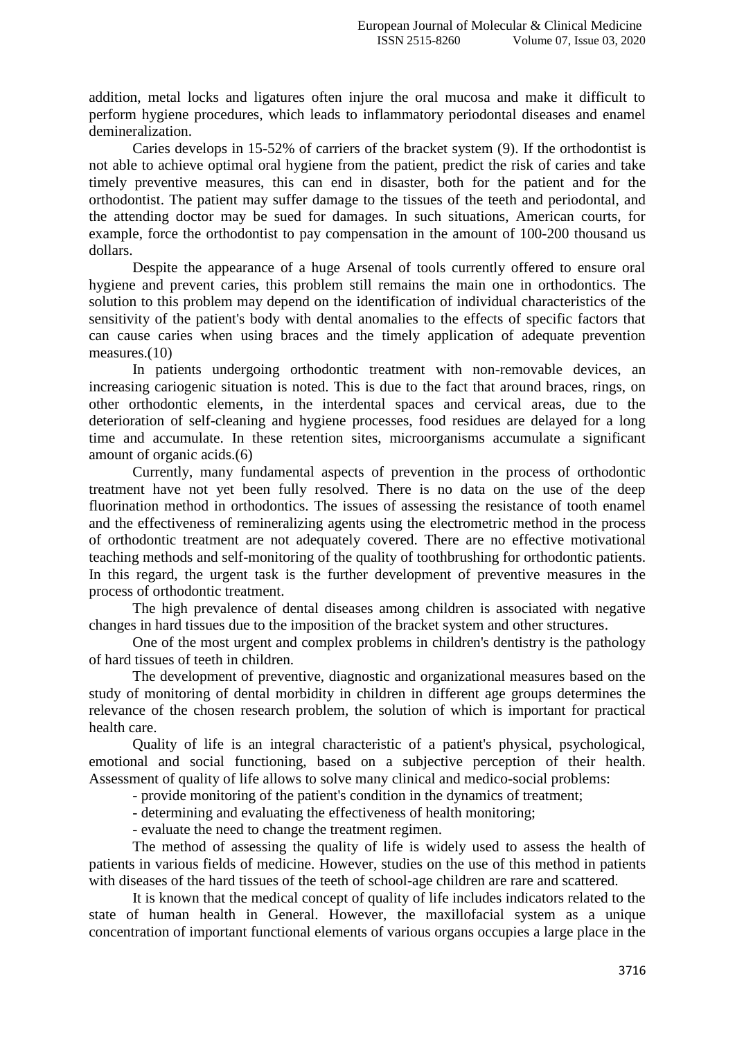addition, metal locks and ligatures often injure the oral mucosa and make it difficult to perform hygiene procedures, which leads to inflammatory periodontal diseases and enamel demineralization.

Caries develops in 15-52% of carriers of the bracket system (9). If the orthodontist is not able to achieve optimal oral hygiene from the patient, predict the risk of caries and take timely preventive measures, this can end in disaster, both for the patient and for the orthodontist. The patient may suffer damage to the tissues of the teeth and periodontal, and the attending doctor may be sued for damages. In such situations, American courts, for example, force the orthodontist to pay compensation in the amount of 100-200 thousand us dollars.

Despite the appearance of a huge Arsenal of tools currently offered to ensure oral hygiene and prevent caries, this problem still remains the main one in orthodontics. The solution to this problem may depend on the identification of individual characteristics of the sensitivity of the patient's body with dental anomalies to the effects of specific factors that can cause caries when using braces and the timely application of adequate prevention measures.(10)

In patients undergoing orthodontic treatment with non-removable devices, an increasing cariogenic situation is noted. This is due to the fact that around braces, rings, on other orthodontic elements, in the interdental spaces and cervical areas, due to the deterioration of self-cleaning and hygiene processes, food residues are delayed for a long time and accumulate. In these retention sites, microorganisms accumulate a significant amount of organic acids.(6)

Currently, many fundamental aspects of prevention in the process of orthodontic treatment have not yet been fully resolved. There is no data on the use of the deep fluorination method in orthodontics. The issues of assessing the resistance of tooth enamel and the effectiveness of remineralizing agents using the electrometric method in the process of orthodontic treatment are not adequately covered. There are no effective motivational teaching methods and self-monitoring of the quality of toothbrushing for orthodontic patients. In this regard, the urgent task is the further development of preventive measures in the process of orthodontic treatment.

The high prevalence of dental diseases among children is associated with negative changes in hard tissues due to the imposition of the bracket system and other structures.

One of the most urgent and complex problems in children's dentistry is the pathology of hard tissues of teeth in children.

The development of preventive, diagnostic and organizational measures based on the study of monitoring of dental morbidity in children in different age groups determines the relevance of the chosen research problem, the solution of which is important for practical health care.

Quality of life is an integral characteristic of a patient's physical, psychological, emotional and social functioning, based on a subjective perception of their health. Assessment of quality of life allows to solve many clinical and medico-social problems:

- provide monitoring of the patient's condition in the dynamics of treatment;
- determining and evaluating the effectiveness of health monitoring;
- evaluate the need to change the treatment regimen.

The method of assessing the quality of life is widely used to assess the health of patients in various fields of medicine. However, studies on the use of this method in patients with diseases of the hard tissues of the teeth of school-age children are rare and scattered.

It is known that the medical concept of quality of life includes indicators related to the state of human health in General. However, the maxillofacial system as a unique concentration of important functional elements of various organs occupies a large place in the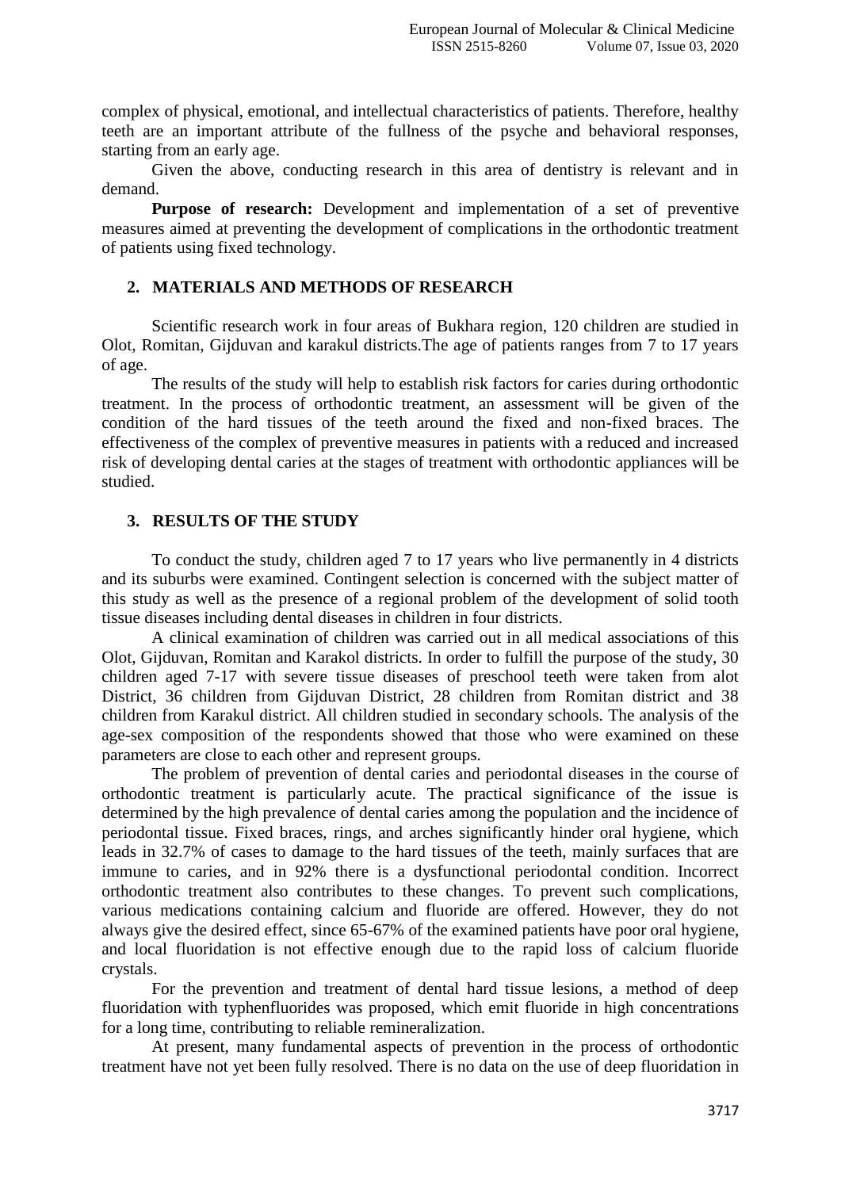complex of physical, emotional, and intellectual characteristics of patients. Therefore, healthy teeth are an important attribute of the fullness of the psyche and behavioral responses, starting from an early age.

Given the above, conducting research in this area of dentistry is relevant and in demand.

**Purpose of research:** Development and implementation of a set of preventive measures aimed at preventing the development of complications in the orthodontic treatment of patients using fixed technology.

## 2. MATERIALS AND METHODS OF RESEARCH

Scientific research work in four areas of Bukhara region, 120 children are studied in Olot, Romitan, Gijduvan and karakul districts.The age of patients ranges from 7 to 17 years of age.

The results of the study will help to establish risk factors for caries during orthodontic treatment. In the process of orthodontic treatment, an assessment will be given of the condition of the hard tissues of the teeth around the fixed and non-fixed braces. The effectiveness of the complex of preventive measures in patients with a reduced and increased risk of developing dental caries at the stages of treatment with orthodontic appliances will be studied.

## 3. RESULTS OF THE STUDY

To conduct the study, children aged 7 to 17 years who live permanently in 4 districts and its suburbs were examined. Contingent selection is concerned with the subject matter of this study as well as the presence of a regional problem of the development of solid tooth tissue diseases including dental diseases in children in four districts.

A clinical examination of children was carried out in all medical associations of this Olot, Gijduvan, Romitan and Karakol districts. In order to fulfill the purpose of the study, 30 children aged 7-17 with severe tissue diseases of preschool teeth were taken from alot District, 36 children from Gijduvan District, 28 children from Romitan district and 38 children from Karakul district. All children studied in secondary schools. The analysis of the age-sex composition of the respondents showed that those who were examined on these parameters are close to each other and represent groups.

The problem of prevention of dental caries and periodontal diseases in the course of orthodontic treatment is particularly acute. The practical significance of the issue is determined by the high prevalence of dental caries among the population and the incidence of periodontal tissue. Fixed braces, rings, and arches significantly hinder oral hygiene, which leads in 32.7% of cases to damage to the hard tissues of the teeth, mainly surfaces that are immune to caries, and in 92% there is a dysfunctional periodontal condition. Incorrect orthodontic treatment also contributes to these changes. To prevent such complications, various medications containing calcium and fluoride are offered. However, they do not always give the desired effect, since 65-67% of the examined patients have poor oral hygiene, and local fluoridation is not effective enough due to the rapid loss of calcium fluoride crystals.

For the prevention and treatment of dental hard tissue lesions, a method of deep fluoridation with typhenfluorides was proposed, which emit fluoride in high concentrations for a long time, contributing to reliable remineralization.

At present, many fundamental aspects of prevention in the process of orthodontic treatment have not yet been fully resolved. There is no data on the use of deep fluoridation in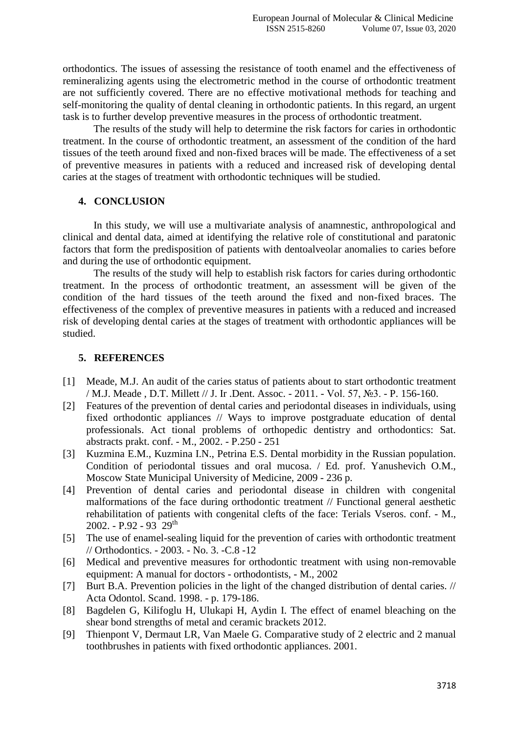orthodontics. The issues of assessing the resistance of tooth enamel and the effectiveness of remineralizing agents using the electrometric method in the course of orthodontic treatment are not sufficiently covered. There are no effective motivational methods for teaching and self-monitoring the quality of dental cleaning in orthodontic patients. In this regard, an urgent task is to further develop preventive measures in the process of orthodontic treatment.

The results of the study will help to determine the risk factors for caries in orthodontic treatment. In the course of orthodontic treatment, an assessment of the condition of the hard tissues of the teeth around fixed and non-fixed braces will be made. The effectiveness of a set of preventive measures in patients with a reduced and increased risk of developing dental caries at the stages of treatment with orthodontic techniques will be studied.

## 4. CONCLUSION

In this study, we will use a multivariate analysis of anamnestic, anthropological and clinical and dental data, aimed at identifying the relative role of constitutional and paratonic factors that form the predisposition of patients with dentoalveolar anomalies to caries before and during the use of orthodontic equipment.

The results of the study will help to establish risk factors for caries during orthodontic treatment. In the process of orthodontic treatment, an assessment will be given of the condition of the hard tissues of the teeth around the fixed and non-fixed braces. The effectiveness of the complex of preventive measures in patients with a reduced and increased risk of developing dental caries at the stages of treatment with orthodontic appliances will be studied.

## 5. REFERENCES

[1] Meade, M.J. An audit of the caries status of patients about to start orthodontic treatment / M.J. Meade , D.T. Millett // J. Ir .Dent. Assoc. - 2011. - Vol. 57, №3. - P. 156-160.

[2] Features of the prevention of dental caries and periodontal diseases in individuals, using fixed orthodontic appliances // Ways to improve postgraduate education of dental professionals. Act tional problems of orthopedic dentistry and orthodontics: Sat. abstracts prakt. conf. - M., 2002. - P.250 - 251

[3] Kuzmina E.M., Kuzmina I.N., Petrina E.S. Dental morbidity in the Russian population. Condition of periodontal tissues and oral mucosa. / Ed. prof. Yanushevich O.M., Moscow State Municipal University of Medicine, 2009 - 236 p.

[4] Prevention of dental caries and periodontal disease in children with congenital malformations of the face during orthodontic treatment // Functional general aesthetic rehabilitation of patients with congenital clefts of the face: Terials Vseros. conf. - M., 2002. - P.92 - 93 29th

[5] The use of enamel-sealing liquid for the prevention of caries with orthodontic treatment // Orthodontics. - 2003. - No. 3. -C.8 -12

[6] Medical and preventive measures for orthodontic treatment with using non-removable equipment: A manual for doctors - orthodontists, - M., 2002

[7] Burt B.A. Prevention policies in the light of the changed distribution of dental caries. // Acta Odontol. Scand. 1998. - p. 179-186.

[8] Bagdelen G, Kilifoglu H, Ulukapi H, Aydin I. The effect of enamel bleaching on the shear bond strengths of metal and ceramic brackets 2012.

[9] Thienpont V, Dermaut LR, Van Maele G. Comparative study of 2 electric and 2 manual toothbrushes in patients with fixed orthodontic appliances. 2001.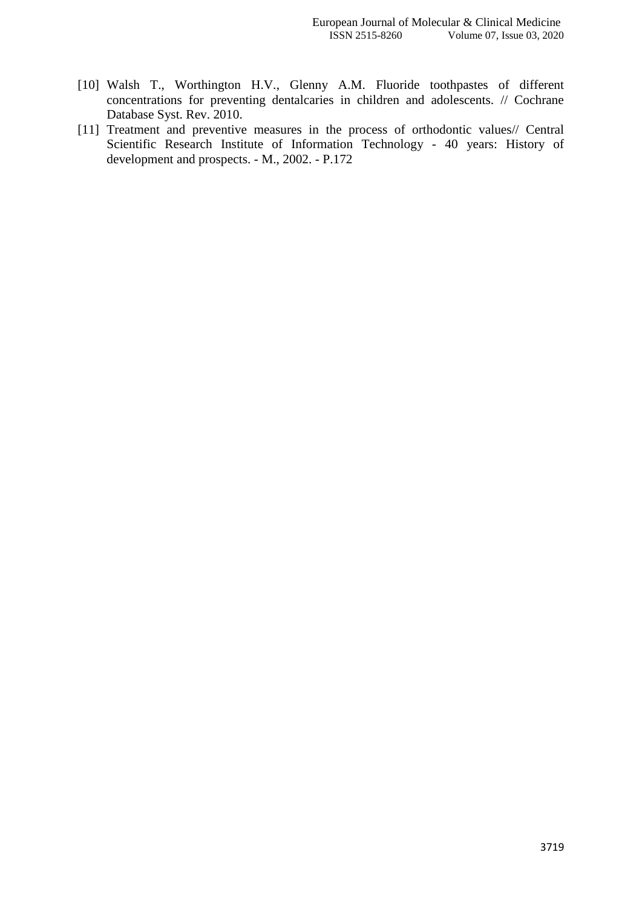[10] Walsh T., Worthington H.V., Glenny A.M. Fluoride toothpastes of different concentrations for preventing dentalcaries in children and adolescents. // Cochrane Database Syst. Rev. 2010.

[11] Treatment and preventive measures in the process of orthodontic values// Central Scientific Research Institute of Information Technology - 40 years: History of development and prospects. - M., 2002. - P.172